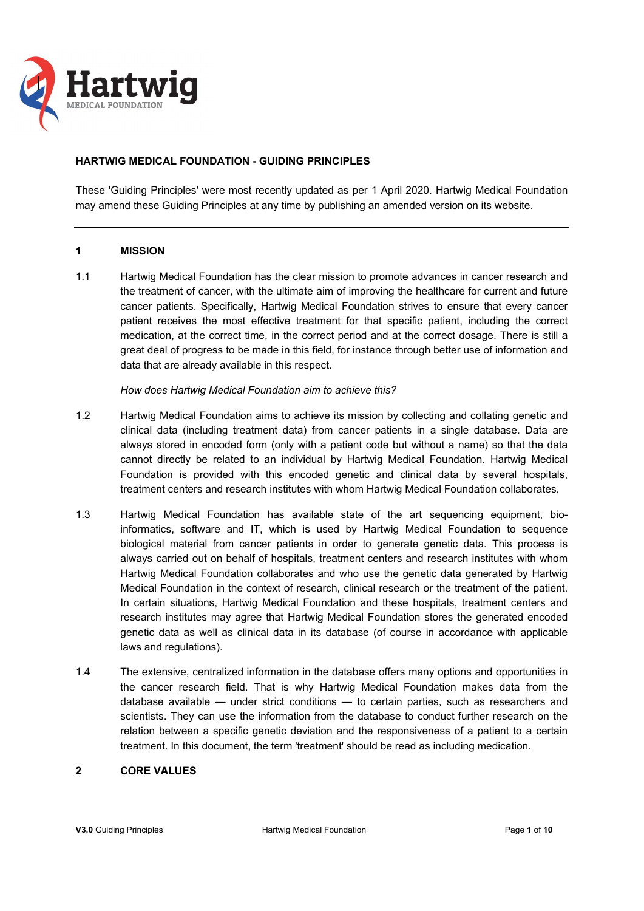# HARTWIG MEDICAL FOUNDATION - GUIDING PRINCIPLES

These 'Guiding Principles' were most recently updated as per 1 April 2020. Hartwig Medical Foundation may amend these Guiding Principles at any time by publishing an amended version on its website.

---

## 1 MISSION

1.1 Hartwig Medical Foundation has the clear mission to promote advances in cancer research and the treatment of cancer, with the ultimate aim of improving the healthcare for current and future cancer patients. Specifically, Hartwig Medical Foundation strives to ensure that every cancer patient receives the most effective treatment for that specific patient, including the correct medication, at the correct time, in the correct period and at the correct dosage. There is still a great deal of progress to be made in this field, for instance through better use of information and data that are already available in this respect.

*How does Hartwig Medical Foundation aim to achieve this?*

1.2 Hartwig Medical Foundation aims to achieve its mission by collecting and collating genetic and clinical data (including treatment data) from cancer patients in a single database. Data are always stored in encoded form (only with a patient code but without a name) so that the data cannot directly be related to an individual by Hartwig Medical Foundation. Hartwig Medical Foundation is provided with this encoded genetic and clinical data by several hospitals, treatment centers and research institutes with whom Hartwig Medical Foundation collaborates.

1.3 Hartwig Medical Foundation has available state of the art sequencing equipment, bio-informatics, software and IT, which is used by Hartwig Medical Foundation to sequence biological material from cancer patients in order to generate genetic data. This process is always carried out on behalf of hospitals, treatment centers and research institutes with whom Hartwig Medical Foundation collaborates and who use the genetic data generated by Hartwig Medical Foundation in the context of research, clinical research or the treatment of the patient. In certain situations, Hartwig Medical Foundation and these hospitals, treatment centers and research institutes may agree that Hartwig Medical Foundation stores the generated encoded genetic data as well as clinical data in its database (of course in accordance with applicable laws and regulations).

1.4 The extensive, centralized information in the database offers many options and opportunities in the cancer research field. That is why Hartwig Medical Foundation makes data from the database available — under strict conditions — to certain parties, such as researchers and scientists. They can use the information from the database to conduct further research on the relation between a specific genetic deviation and the responsiveness of a patient to a certain treatment. In this document, the term 'treatment' should be read as including medication.

## 2 CORE VALUES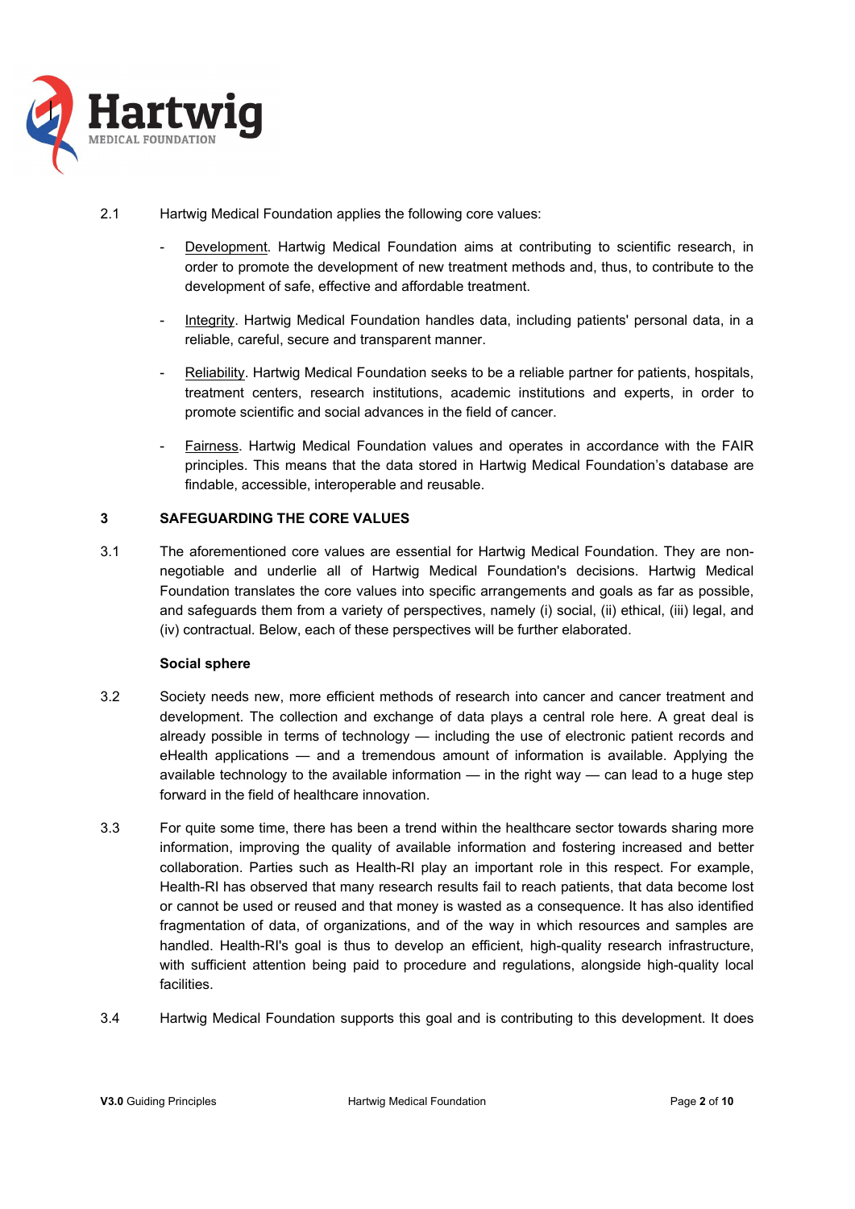2.1 Hartwig Medical Foundation applies the following core values:

- Development. Hartwig Medical Foundation aims at contributing to scientific research, in order to promote the development of new treatment methods and, thus, to contribute to the development of safe, effective and affordable treatment.

- Integrity. Hartwig Medical Foundation handles data, including patients' personal data, in a reliable, careful, secure and transparent manner.

- Reliability. Hartwig Medical Foundation seeks to be a reliable partner for patients, hospitals, treatment centers, research institutions, academic institutions and experts, in order to promote scientific and social advances in the field of cancer.

- Fairness. Hartwig Medical Foundation values and operates in accordance with the FAIR principles. This means that the data stored in Hartwig Medical Foundation's database are findable, accessible, interoperable and reusable.

## 3 SAFEGUARDING THE CORE VALUES

3.1 The aforementioned core values are essential for Hartwig Medical Foundation. They are non-negotiable and underlie all of Hartwig Medical Foundation's decisions. Hartwig Medical Foundation translates the core values into specific arrangements and goals as far as possible, and safeguards them from a variety of perspectives, namely (i) social, (ii) ethical, (iii) legal, and (iv) contractual. Below, each of these perspectives will be further elaborated.

**Social sphere**

3.2 Society needs new, more efficient methods of research into cancer and cancer treatment and development. The collection and exchange of data plays a central role here. A great deal is already possible in terms of technology — including the use of electronic patient records and eHealth applications — and a tremendous amount of information is available. Applying the available technology to the available information — in the right way — can lead to a huge step forward in the field of healthcare innovation.

3.3 For quite some time, there has been a trend within the healthcare sector towards sharing more information, improving the quality of available information and fostering increased and better collaboration. Parties such as Health-RI play an important role in this respect. For example, Health-RI has observed that many research results fail to reach patients, that data become lost or cannot be used or reused and that money is wasted as a consequence. It has also identified fragmentation of data, of organizations, and of the way in which resources and samples are handled. Health-RI's goal is thus to develop an efficient, high-quality research infrastructure, with sufficient attention being paid to procedure and regulations, alongside high-quality local facilities.

3.4 Hartwig Medical Foundation supports this goal and is contributing to this development. It does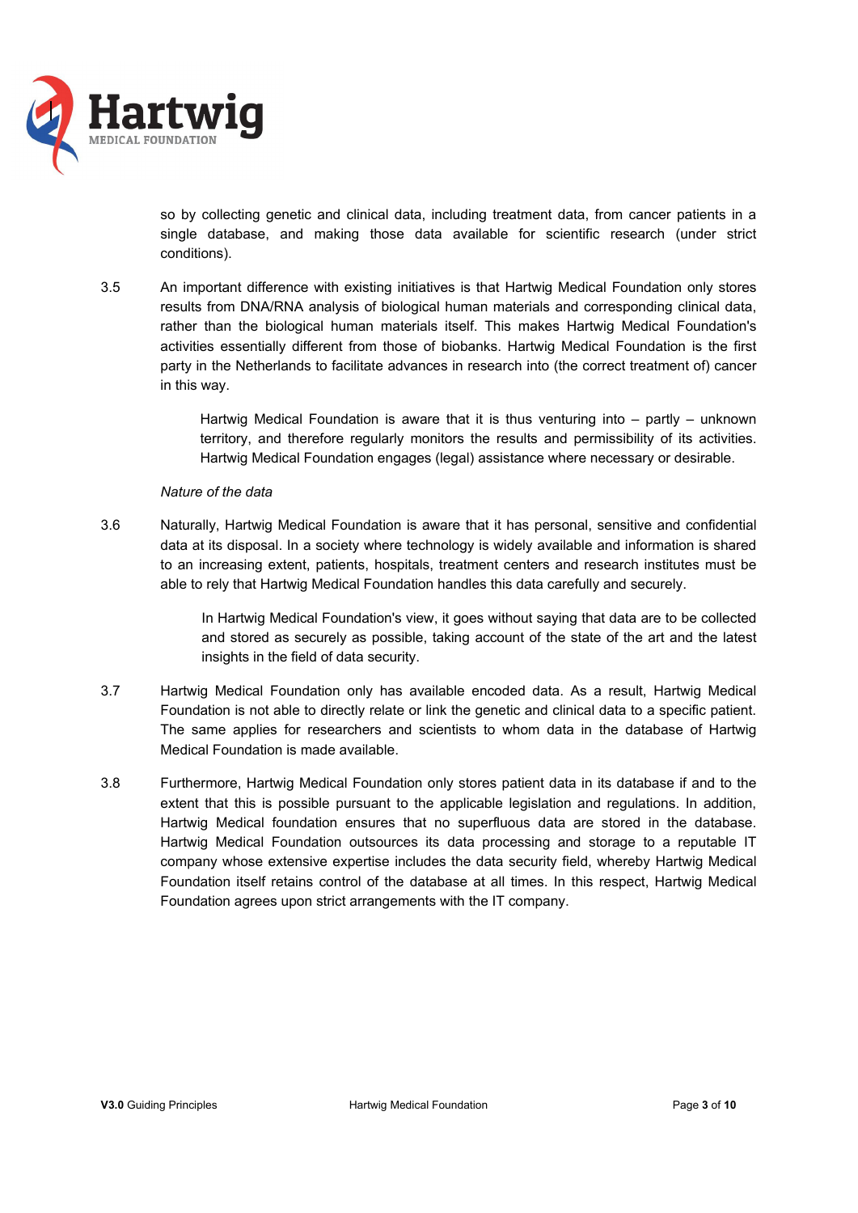so by collecting genetic and clinical data, including treatment data, from cancer patients in a single database, and making those data available for scientific research (under strict conditions).

3.5 An important difference with existing initiatives is that Hartwig Medical Foundation only stores results from DNA/RNA analysis of biological human materials and corresponding clinical data, rather than the biological human materials itself. This makes Hartwig Medical Foundation's activities essentially different from those of biobanks. Hartwig Medical Foundation is the first party in the Netherlands to facilitate advances in research into (the correct treatment of) cancer in this way.

> Hartwig Medical Foundation is aware that it is thus venturing into – partly – unknown territory, and therefore regularly monitors the results and permissibility of its activities. Hartwig Medical Foundation engages (legal) assistance where necessary or desirable.

*Nature of the data*

3.6 Naturally, Hartwig Medical Foundation is aware that it has personal, sensitive and confidential data at its disposal. In a society where technology is widely available and information is shared to an increasing extent, patients, hospitals, treatment centers and research institutes must be able to rely that Hartwig Medical Foundation handles this data carefully and securely.

> In Hartwig Medical Foundation's view, it goes without saying that data are to be collected and stored as securely as possible, taking account of the state of the art and the latest insights in the field of data security.

3.7 Hartwig Medical Foundation only has available encoded data. As a result, Hartwig Medical Foundation is not able to directly relate or link the genetic and clinical data to a specific patient. The same applies for researchers and scientists to whom data in the database of Hartwig Medical Foundation is made available.

3.8 Furthermore, Hartwig Medical Foundation only stores patient data in its database if and to the extent that this is possible pursuant to the applicable legislation and regulations. In addition, Hartwig Medical foundation ensures that no superfluous data are stored in the database. Hartwig Medical Foundation outsources its data processing and storage to a reputable IT company whose extensive expertise includes the data security field, whereby Hartwig Medical Foundation itself retains control of the database at all times. In this respect, Hartwig Medical Foundation agrees upon strict arrangements with the IT company.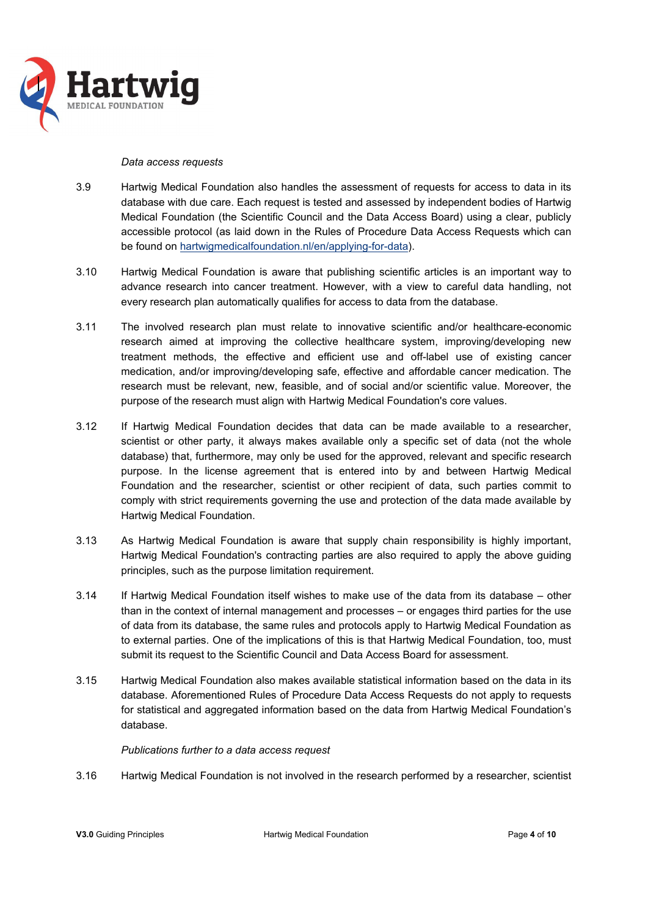*Data access requests*

3.9 Hartwig Medical Foundation also handles the assessment of requests for access to data in its database with due care. Each request is tested and assessed by independent bodies of Hartwig Medical Foundation (the Scientific Council and the Data Access Board) using a clear, publicly accessible protocol (as laid down in the Rules of Procedure Data Access Requests which can be found on [hartwigmedicalfoundation.nl/en/applying-for-data](hartwigmedicalfoundation.nl/en/applying-for-data)).

3.10 Hartwig Medical Foundation is aware that publishing scientific articles is an important way to advance research into cancer treatment. However, with a view to careful data handling, not every research plan automatically qualifies for access to data from the database.

3.11 The involved research plan must relate to innovative scientific and/or healthcare-economic research aimed at improving the collective healthcare system, improving/developing new treatment methods, the effective and efficient use and off-label use of existing cancer medication, and/or improving/developing safe, effective and affordable cancer medication. The research must be relevant, new, feasible, and of social and/or scientific value. Moreover, the purpose of the research must align with Hartwig Medical Foundation's core values.

3.12 If Hartwig Medical Foundation decides that data can be made available to a researcher, scientist or other party, it always makes available only a specific set of data (not the whole database) that, furthermore, may only be used for the approved, relevant and specific research purpose. In the license agreement that is entered into by and between Hartwig Medical Foundation and the researcher, scientist or other recipient of data, such parties commit to comply with strict requirements governing the use and protection of the data made available by Hartwig Medical Foundation.

3.13 As Hartwig Medical Foundation is aware that supply chain responsibility is highly important, Hartwig Medical Foundation's contracting parties are also required to apply the above guiding principles, such as the purpose limitation requirement.

3.14 If Hartwig Medical Foundation itself wishes to make use of the data from its database – other than in the context of internal management and processes – or engages third parties for the use of data from its database, the same rules and protocols apply to Hartwig Medical Foundation as to external parties. One of the implications of this is that Hartwig Medical Foundation, too, must submit its request to the Scientific Council and Data Access Board for assessment.

3.15 Hartwig Medical Foundation also makes available statistical information based on the data in its database. Aforementioned Rules of Procedure Data Access Requests do not apply to requests for statistical and aggregated information based on the data from Hartwig Medical Foundation's database.

*Publications further to a data access request*

3.16 Hartwig Medical Foundation is not involved in the research performed by a researcher, scientist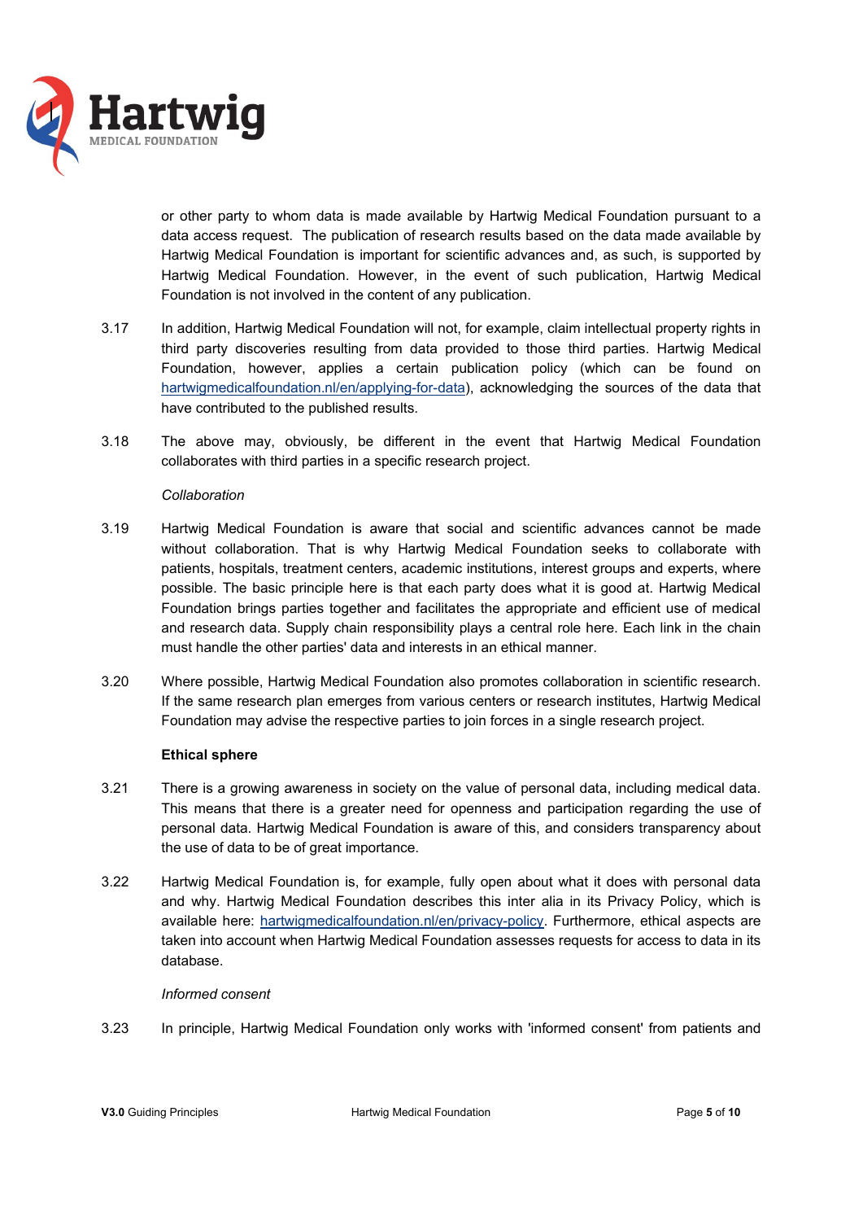or other party to whom data is made available by Hartwig Medical Foundation pursuant to a data access request. The publication of research results based on the data made available by Hartwig Medical Foundation is important for scientific advances and, as such, is supported by Hartwig Medical Foundation. However, in the event of such publication, Hartwig Medical Foundation is not involved in the content of any publication.

3.17 In addition, Hartwig Medical Foundation will not, for example, claim intellectual property rights in third party discoveries resulting from data provided to those third parties. Hartwig Medical Foundation, however, applies a certain publication policy (which can be found on [hartwigmedicalfoundation.nl/en/applying-for-data](hartwigmedicalfoundation.nl/en/applying-for-data)), acknowledging the sources of the data that have contributed to the published results.

3.18 The above may, obviously, be different in the event that Hartwig Medical Foundation collaborates with third parties in a specific research project.

*Collaboration*

3.19 Hartwig Medical Foundation is aware that social and scientific advances cannot be made without collaboration. That is why Hartwig Medical Foundation seeks to collaborate with patients, hospitals, treatment centers, academic institutions, interest groups and experts, where possible. The basic principle here is that each party does what it is good at. Hartwig Medical Foundation brings parties together and facilitates the appropriate and efficient use of medical and research data. Supply chain responsibility plays a central role here. Each link in the chain must handle the other parties' data and interests in an ethical manner.

3.20 Where possible, Hartwig Medical Foundation also promotes collaboration in scientific research. If the same research plan emerges from various centers or research institutes, Hartwig Medical Foundation may advise the respective parties to join forces in a single research project.

**Ethical sphere**

3.21 There is a growing awareness in society on the value of personal data, including medical data. This means that there is a greater need for openness and participation regarding the use of personal data. Hartwig Medical Foundation is aware of this, and considers transparency about the use of data to be of great importance.

3.22 Hartwig Medical Foundation is, for example, fully open about what it does with personal data and why. Hartwig Medical Foundation describes this inter alia in its Privacy Policy, which is available here: [hartwigmedicalfoundation.nl/en/privacy-policy](hartwigmedicalfoundation.nl/en/privacy-policy). Furthermore, ethical aspects are taken into account when Hartwig Medical Foundation assesses requests for access to data in its database.

*Informed consent*

3.23 In principle, Hartwig Medical Foundation only works with 'informed consent' from patients and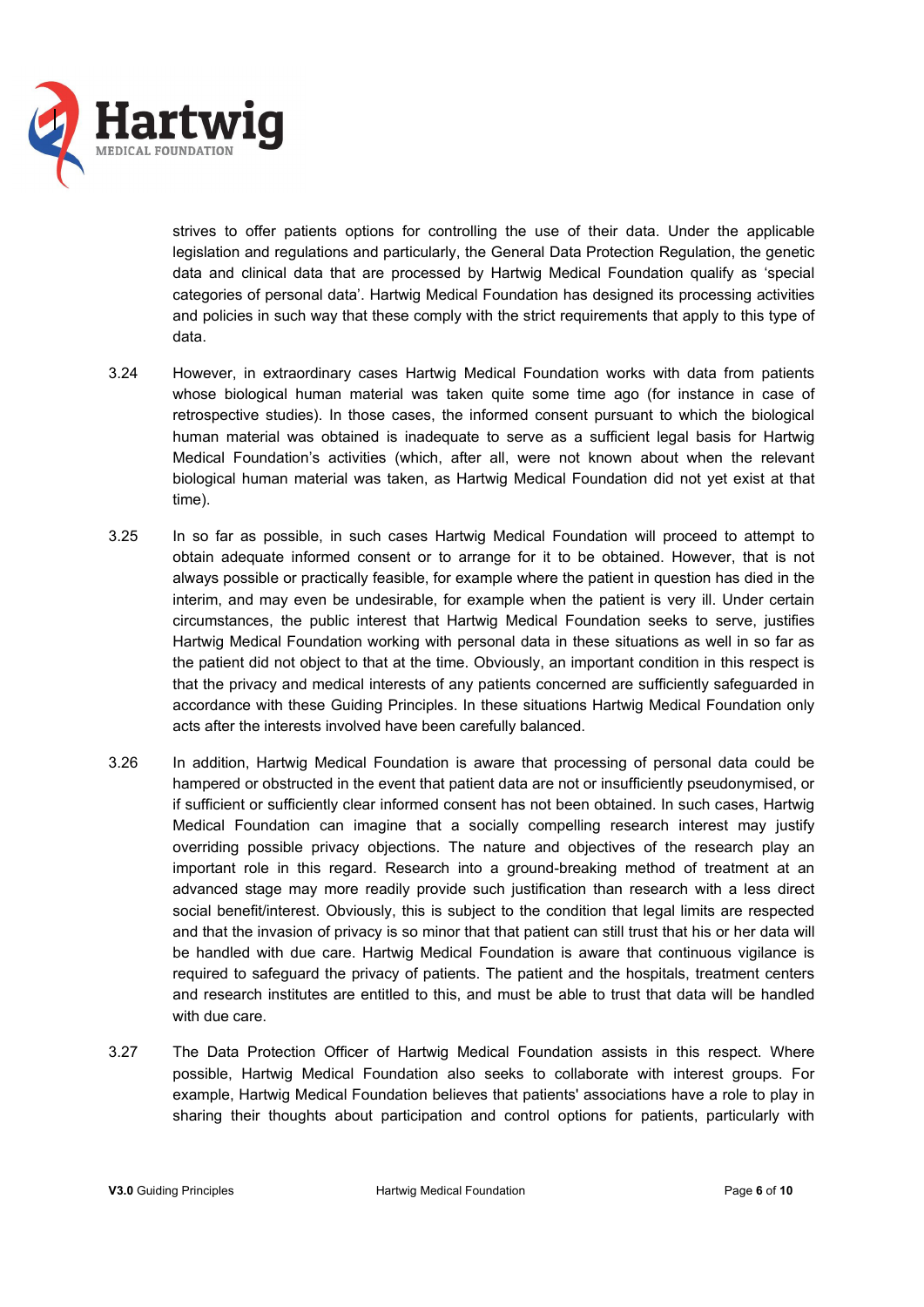strives to offer patients options for controlling the use of their data. Under the applicable legislation and regulations and particularly, the General Data Protection Regulation, the genetic data and clinical data that are processed by Hartwig Medical Foundation qualify as 'special categories of personal data'. Hartwig Medical Foundation has designed its processing activities and policies in such way that these comply with the strict requirements that apply to this type of data.

3.24 However, in extraordinary cases Hartwig Medical Foundation works with data from patients whose biological human material was taken quite some time ago (for instance in case of retrospective studies). In those cases, the informed consent pursuant to which the biological human material was obtained is inadequate to serve as a sufficient legal basis for Hartwig Medical Foundation's activities (which, after all, were not known about when the relevant biological human material was taken, as Hartwig Medical Foundation did not yet exist at that time).

3.25 In so far as possible, in such cases Hartwig Medical Foundation will proceed to attempt to obtain adequate informed consent or to arrange for it to be obtained. However, that is not always possible or practically feasible, for example where the patient in question has died in the interim, and may even be undesirable, for example when the patient is very ill. Under certain circumstances, the public interest that Hartwig Medical Foundation seeks to serve, justifies Hartwig Medical Foundation working with personal data in these situations as well in so far as the patient did not object to that at the time. Obviously, an important condition in this respect is that the privacy and medical interests of any patients concerned are sufficiently safeguarded in accordance with these Guiding Principles. In these situations Hartwig Medical Foundation only acts after the interests involved have been carefully balanced.

3.26 In addition, Hartwig Medical Foundation is aware that processing of personal data could be hampered or obstructed in the event that patient data are not or insufficiently pseudonymised, or if sufficient or sufficiently clear informed consent has not been obtained. In such cases, Hartwig Medical Foundation can imagine that a socially compelling research interest may justify overriding possible privacy objections. The nature and objectives of the research play an important role in this regard. Research into a ground-breaking method of treatment at an advanced stage may more readily provide such justification than research with a less direct social benefit/interest. Obviously, this is subject to the condition that legal limits are respected and that the invasion of privacy is so minor that that patient can still trust that his or her data will be handled with due care. Hartwig Medical Foundation is aware that continuous vigilance is required to safeguard the privacy of patients. The patient and the hospitals, treatment centers and research institutes are entitled to this, and must be able to trust that data will be handled with due care.

3.27 The Data Protection Officer of Hartwig Medical Foundation assists in this respect. Where possible, Hartwig Medical Foundation also seeks to collaborate with interest groups. For example, Hartwig Medical Foundation believes that patients' associations have a role to play in sharing their thoughts about participation and control options for patients, particularly with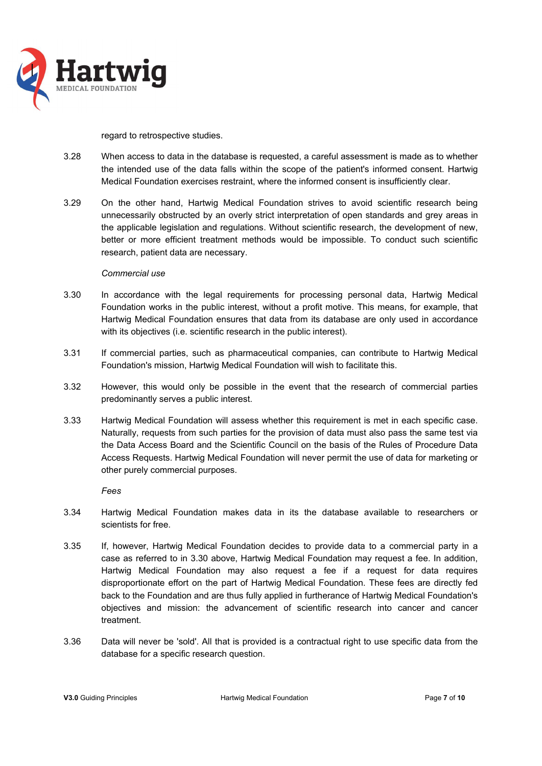regard to retrospective studies.

3.28 When access to data in the database is requested, a careful assessment is made as to whether the intended use of the data falls within the scope of the patient's informed consent. Hartwig Medical Foundation exercises restraint, where the informed consent is insufficiently clear.

3.29 On the other hand, Hartwig Medical Foundation strives to avoid scientific research being unnecessarily obstructed by an overly strict interpretation of open standards and grey areas in the applicable legislation and regulations. Without scientific research, the development of new, better or more efficient treatment methods would be impossible. To conduct such scientific research, patient data are necessary.

*Commercial use*

3.30 In accordance with the legal requirements for processing personal data, Hartwig Medical Foundation works in the public interest, without a profit motive. This means, for example, that Hartwig Medical Foundation ensures that data from its database are only used in accordance with its objectives (i.e. scientific research in the public interest).

3.31 If commercial parties, such as pharmaceutical companies, can contribute to Hartwig Medical Foundation's mission, Hartwig Medical Foundation will wish to facilitate this.

3.32 However, this would only be possible in the event that the research of commercial parties predominantly serves a public interest.

3.33 Hartwig Medical Foundation will assess whether this requirement is met in each specific case. Naturally, requests from such parties for the provision of data must also pass the same test via the Data Access Board and the Scientific Council on the basis of the Rules of Procedure Data Access Requests. Hartwig Medical Foundation will never permit the use of data for marketing or other purely commercial purposes.

*Fees*

3.34 Hartwig Medical Foundation makes data in its the database available to researchers or scientists for free.

3.35 If, however, Hartwig Medical Foundation decides to provide data to a commercial party in a case as referred to in 3.30 above, Hartwig Medical Foundation may request a fee. In addition, Hartwig Medical Foundation may also request a fee if a request for data requires disproportionate effort on the part of Hartwig Medical Foundation. These fees are directly fed back to the Foundation and are thus fully applied in furtherance of Hartwig Medical Foundation's objectives and mission: the advancement of scientific research into cancer and cancer treatment.

3.36 Data will never be 'sold'. All that is provided is a contractual right to use specific data from the database for a specific research question.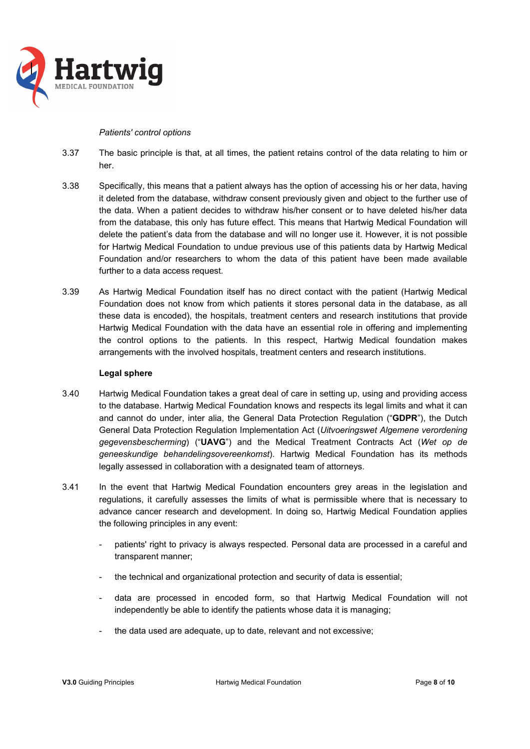*Patients' control options*

3.37 The basic principle is that, at all times, the patient retains control of the data relating to him or her.

3.38 Specifically, this means that a patient always has the option of accessing his or her data, having it deleted from the database, withdraw consent previously given and object to the further use of the data. When a patient decides to withdraw his/her consent or to have deleted his/her data from the database, this only has future effect. This means that Hartwig Medical Foundation will delete the patient's data from the database and will no longer use it. However, it is not possible for Hartwig Medical Foundation to undue previous use of this patients data by Hartwig Medical Foundation and/or researchers to whom the data of this patient have been made available further to a data access request.

3.39 As Hartwig Medical Foundation itself has no direct contact with the patient (Hartwig Medical Foundation does not know from which patients it stores personal data in the database, as all these data is encoded), the hospitals, treatment centers and research institutions that provide Hartwig Medical Foundation with the data have an essential role in offering and implementing the control options to the patients. In this respect, Hartwig Medical foundation makes arrangements with the involved hospitals, treatment centers and research institutions.

**Legal sphere**

3.40 Hartwig Medical Foundation takes a great deal of care in setting up, using and providing access to the database. Hartwig Medical Foundation knows and respects its legal limits and what it can and cannot do under, inter alia, the General Data Protection Regulation ("**GDPR**"), the Dutch General Data Protection Regulation Implementation Act (*Uitvoeringswet Algemene verordening gegevensbescherming*) ("**UAVG**") and the Medical Treatment Contracts Act (*Wet op de geneeskundige behandelingsovereenkomst*). Hartwig Medical Foundation has its methods legally assessed in collaboration with a designated team of attorneys.

3.41 In the event that Hartwig Medical Foundation encounters grey areas in the legislation and regulations, it carefully assesses the limits of what is permissible where that is necessary to advance cancer research and development. In doing so, Hartwig Medical Foundation applies the following principles in any event:

- patients' right to privacy is always respected. Personal data are processed in a careful and transparent manner;
- the technical and organizational protection and security of data is essential;
- data are processed in encoded form, so that Hartwig Medical Foundation will not independently be able to identify the patients whose data it is managing;
- the data used are adequate, up to date, relevant and not excessive;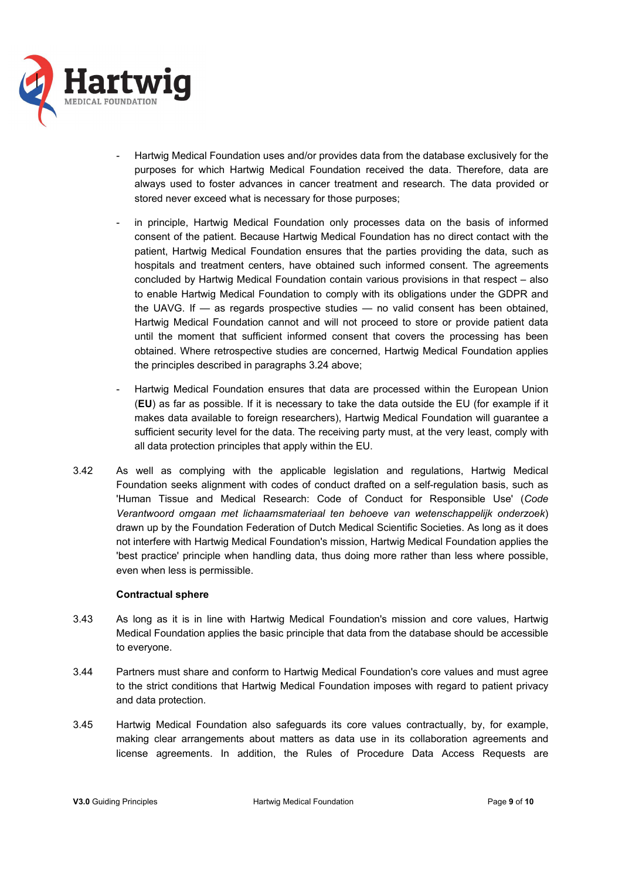- Hartwig Medical Foundation uses and/or provides data from the database exclusively for the purposes for which Hartwig Medical Foundation received the data. Therefore, data are always used to foster advances in cancer treatment and research. The data provided or stored never exceed what is necessary for those purposes;

- in principle, Hartwig Medical Foundation only processes data on the basis of informed consent of the patient. Because Hartwig Medical Foundation has no direct contact with the patient, Hartwig Medical Foundation ensures that the parties providing the data, such as hospitals and treatment centers, have obtained such informed consent. The agreements concluded by Hartwig Medical Foundation contain various provisions in that respect – also to enable Hartwig Medical Foundation to comply with its obligations under the GDPR and the UAVG. If — as regards prospective studies — no valid consent has been obtained, Hartwig Medical Foundation cannot and will not proceed to store or provide patient data until the moment that sufficient informed consent that covers the processing has been obtained. Where retrospective studies are concerned, Hartwig Medical Foundation applies the principles described in paragraphs 3.24 above;

- Hartwig Medical Foundation ensures that data are processed within the European Union (**EU**) as far as possible. If it is necessary to take the data outside the EU (for example if it makes data available to foreign researchers), Hartwig Medical Foundation will guarantee a sufficient security level for the data. The receiving party must, at the very least, comply with all data protection principles that apply within the EU.

3.42 As well as complying with the applicable legislation and regulations, Hartwig Medical Foundation seeks alignment with codes of conduct drafted on a self-regulation basis, such as 'Human Tissue and Medical Research: Code of Conduct for Responsible Use' (*Code Verantwoord omgaan met lichaamsmateriaal ten behoeve van wetenschappelijk onderzoek*) drawn up by the Foundation Federation of Dutch Medical Scientific Societies. As long as it does not interfere with Hartwig Medical Foundation's mission, Hartwig Medical Foundation applies the 'best practice' principle when handling data, thus doing more rather than less where possible, even when less is permissible.

**Contractual sphere**

3.43 As long as it is in line with Hartwig Medical Foundation's mission and core values, Hartwig Medical Foundation applies the basic principle that data from the database should be accessible to everyone.

3.44 Partners must share and conform to Hartwig Medical Foundation's core values and must agree to the strict conditions that Hartwig Medical Foundation imposes with regard to patient privacy and data protection.

3.45 Hartwig Medical Foundation also safeguards its core values contractually, by, for example, making clear arrangements about matters as data use in its collaboration agreements and license agreements. In addition, the Rules of Procedure Data Access Requests are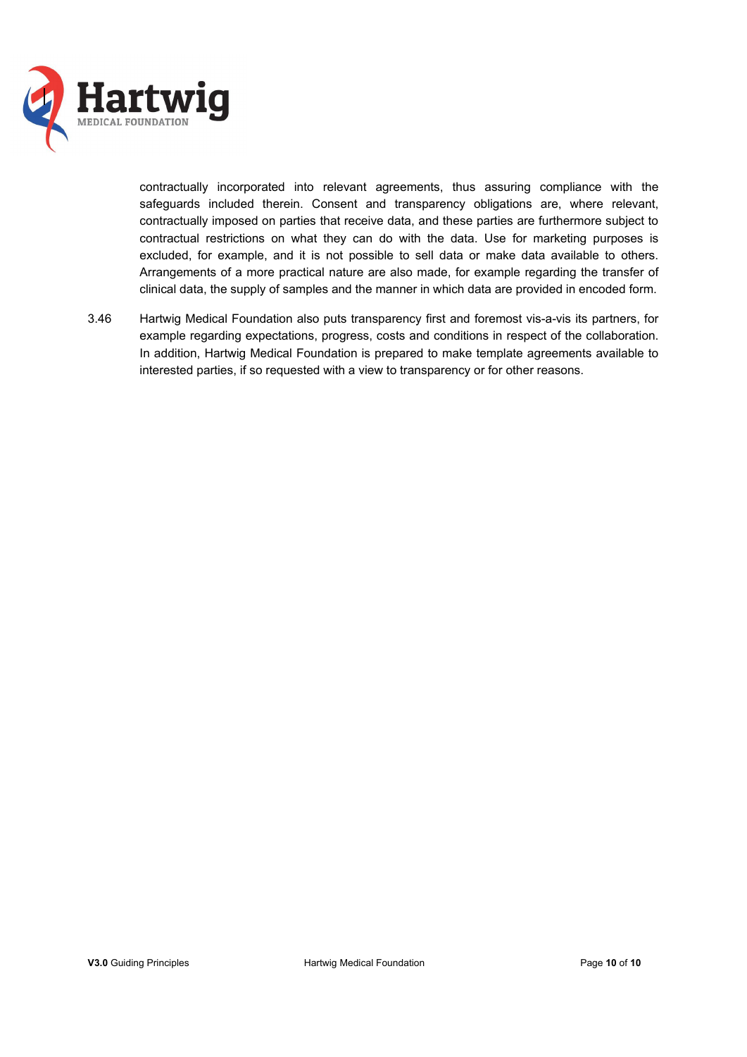contractually incorporated into relevant agreements, thus assuring compliance with the safeguards included therein. Consent and transparency obligations are, where relevant, contractually imposed on parties that receive data, and these parties are furthermore subject to contractual restrictions on what they can do with the data. Use for marketing purposes is excluded, for example, and it is not possible to sell data or make data available to others. Arrangements of a more practical nature are also made, for example regarding the transfer of clinical data, the supply of samples and the manner in which data are provided in encoded form.

3.46 Hartwig Medical Foundation also puts transparency first and foremost vis-a-vis its partners, for example regarding expectations, progress, costs and conditions in respect of the collaboration. In addition, Hartwig Medical Foundation is prepared to make template agreements available to interested parties, if so requested with a view to transparency or for other reasons.